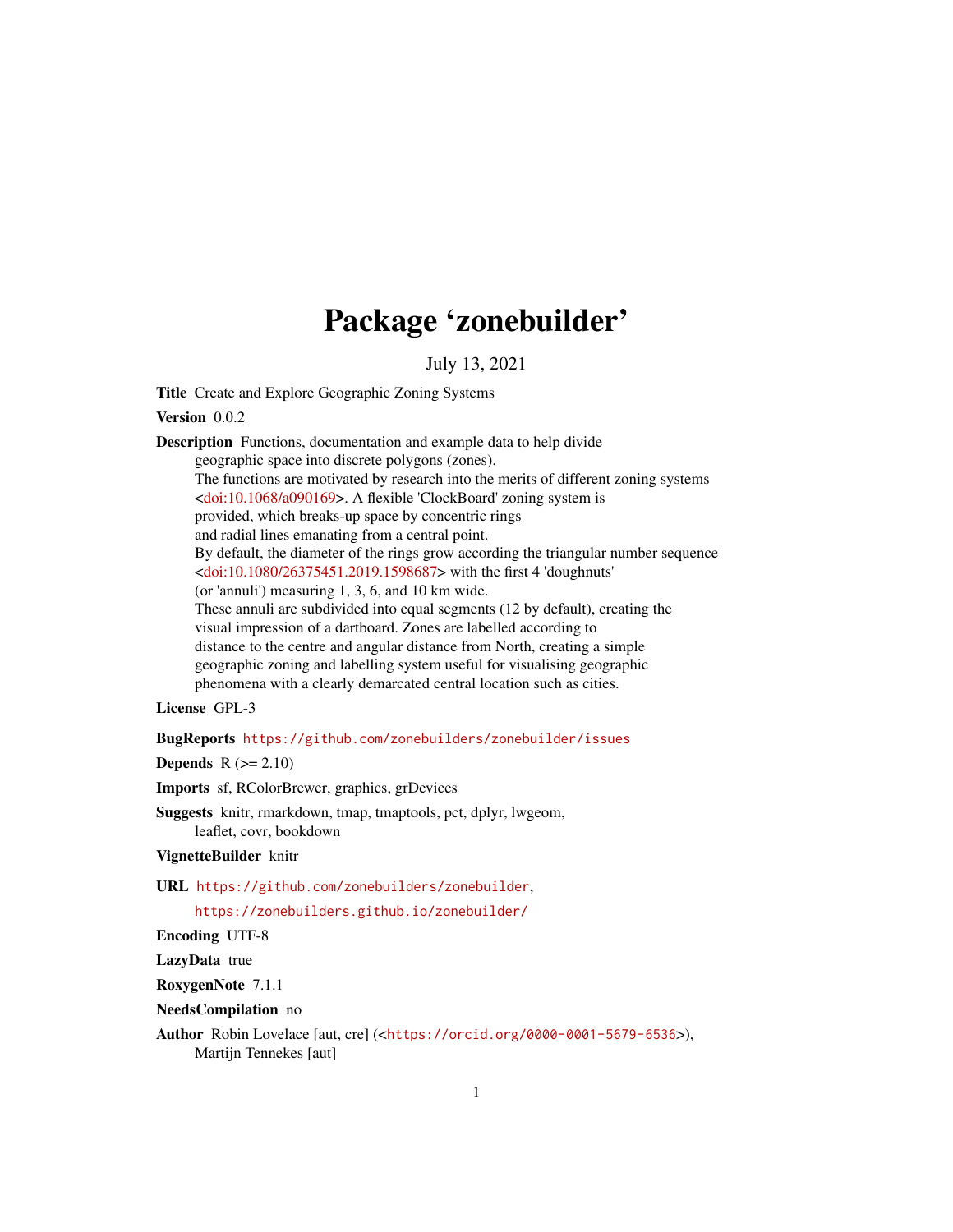# Package 'zonebuilder'

July 13, 2021

**Title** Create and Explore Geographic Zoning Systems

**Version** 0.0.2

**Description** Functions, documentation and example data to help divide geographic space into discrete polygons (zones).
The functions are motivated by research into the merits of different zoning systems <doi:10.1068/a090169>. A flexible 'ClockBoard' zoning system is provided, which breaks-up space by concentric rings and radial lines emanating from a central point.
By default, the diameter of the rings grow according the triangular number sequence <doi:10.1080/26375451.2019.1598687> with the first 4 'doughnuts' (or 'annuli') measuring 1, 3, 6, and 10 km wide.
These annuli are subdivided into equal segments (12 by default), creating the visual impression of a dartboard. Zones are labelled according to distance to the centre and angular distance from North, creating a simple geographic zoning and labelling system useful for visualising geographic phenomena with a clearly demarcated central location such as cities.

**License** GPL-3

**BugReports** https://github.com/zonebuilders/zonebuilder/issues

**Depends** R (>= 2.10)

**Imports** sf, RColorBrewer, graphics, grDevices

**Suggests** knitr, rmarkdown, tmap, tmaptools, pct, dplyr, lwgeom, leaflet, covr, bookdown

**VignetteBuilder** knitr

**URL** https://github.com/zonebuilders/zonebuilder,
https://zonebuilders.github.io/zonebuilder/

**Encoding** UTF-8

**LazyData** true

**RoxygenNote** 7.1.1

**NeedsCompilation** no

**Author** Robin Lovelace [aut, cre] (<https://orcid.org/0000-0001-5679-6536>),
Martijn Tennekes [aut]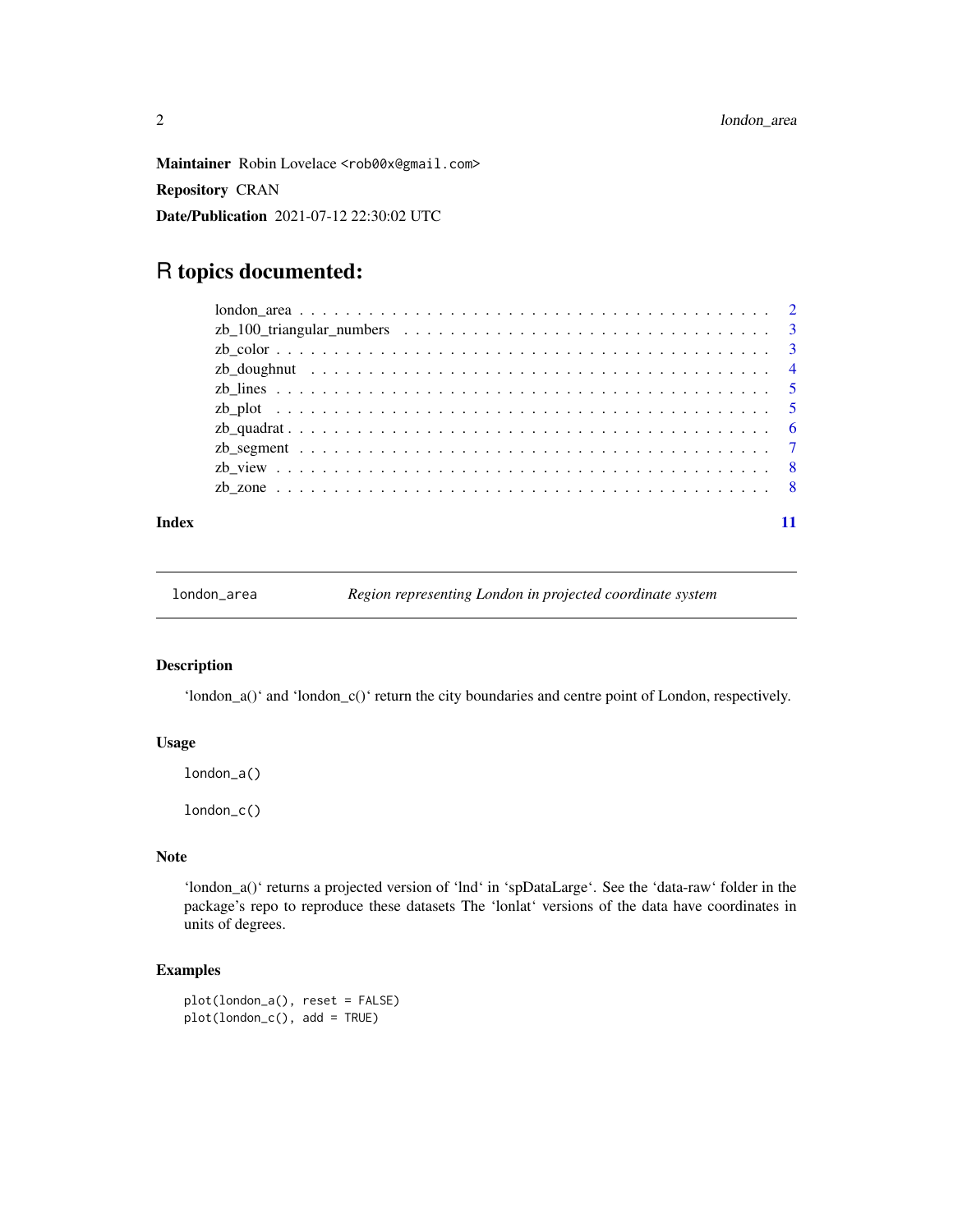**Maintainer** Robin Lovelace <rob00x@gmail.com>

**Repository** CRAN

**Date/Publication** 2021-07-12 22:30:02 UTC

# R topics documented:

| | |
|---|---|
| london_area | 2 |
| zb_100_triangular_numbers | 3 |
| zb_color | 3 |
| zb_doughnut | 4 |
| zb_lines | 5 |
| zb_plot | 5 |
| zb_quadrat | 6 |
| zb_segment | 7 |
| zb_view | 8 |
| zb_zone | 8 |

**Index** 11

---

`london_area` *Region representing London in projected coordinate system*

---

### Description

'london_a()' and 'london_c()' return the city boundaries and centre point of London, respectively.

### Usage

```
london_a()

london_c()
```

### Note

'london_a()' returns a projected version of 'lnd' in 'spDataLarge'. See the 'data-raw' folder in the package's repo to reproduce these datasets The 'lonlat' versions of the data have coordinates in units of degrees.

### Examples

```
plot(london_a(), reset = FALSE)
plot(london_c(), add = TRUE)
```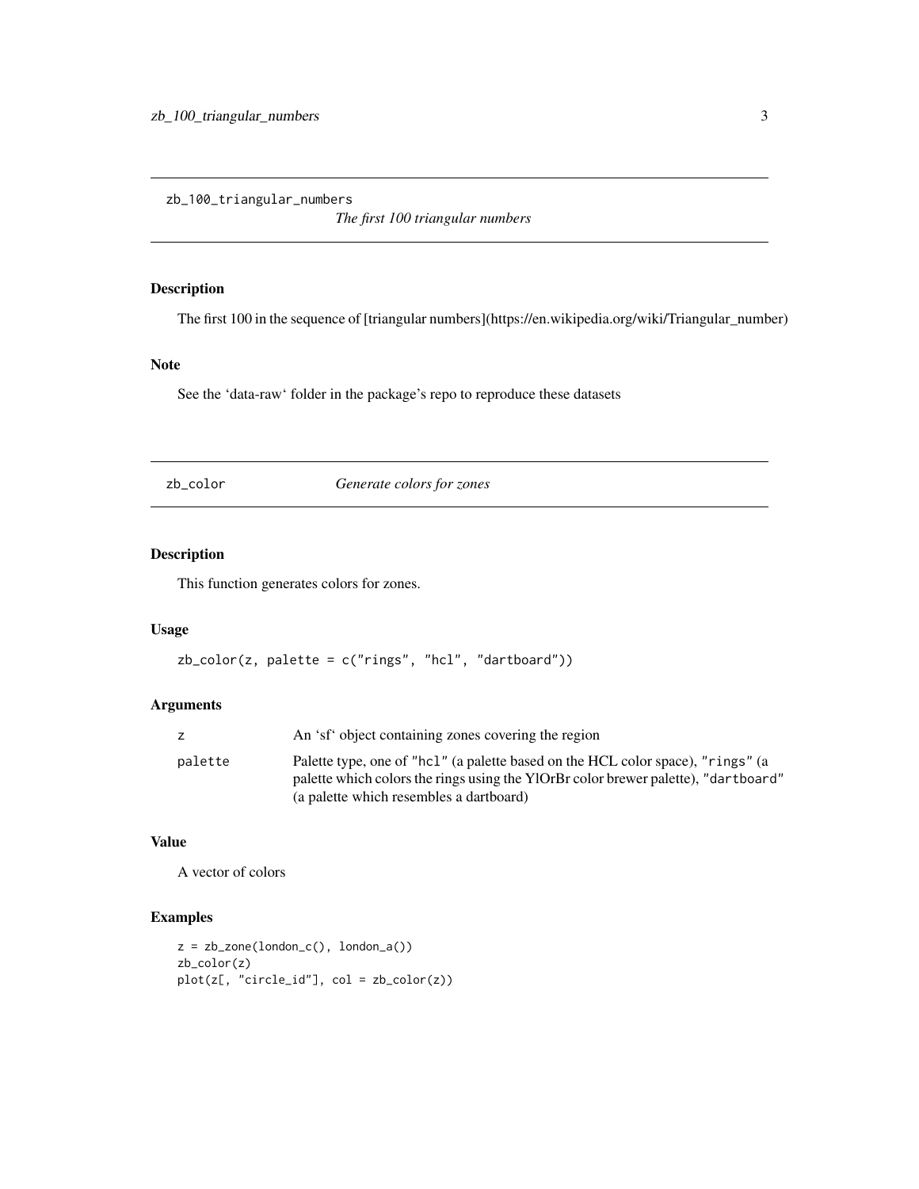## zb_100_triangular_numbers — *The first 100 triangular numbers*

### Description

The first 100 in the sequence of [triangular numbers](https://en.wikipedia.org/wiki/Triangular_number)

### Note

See the 'data-raw' folder in the package's repo to reproduce these datasets

## zb_color — *Generate colors for zones*

### Description

This function generates colors for zones.

### Usage

```
zb_color(z, palette = c("rings", "hcl", "dartboard"))
```

### Arguments

| | |
|---|---|
| z | An 'sf' object containing zones covering the region |
| palette | Palette type, one of "hcl" (a palette based on the HCL color space), "rings" (a palette which colors the rings using the YlOrBr color brewer palette), "dartboard" (a palette which resembles a dartboard) |

### Value

A vector of colors

### Examples

```
z = zb_zone(london_c(), london_a())
zb_color(z)
plot(z[, "circle_id"], col = zb_color(z))
```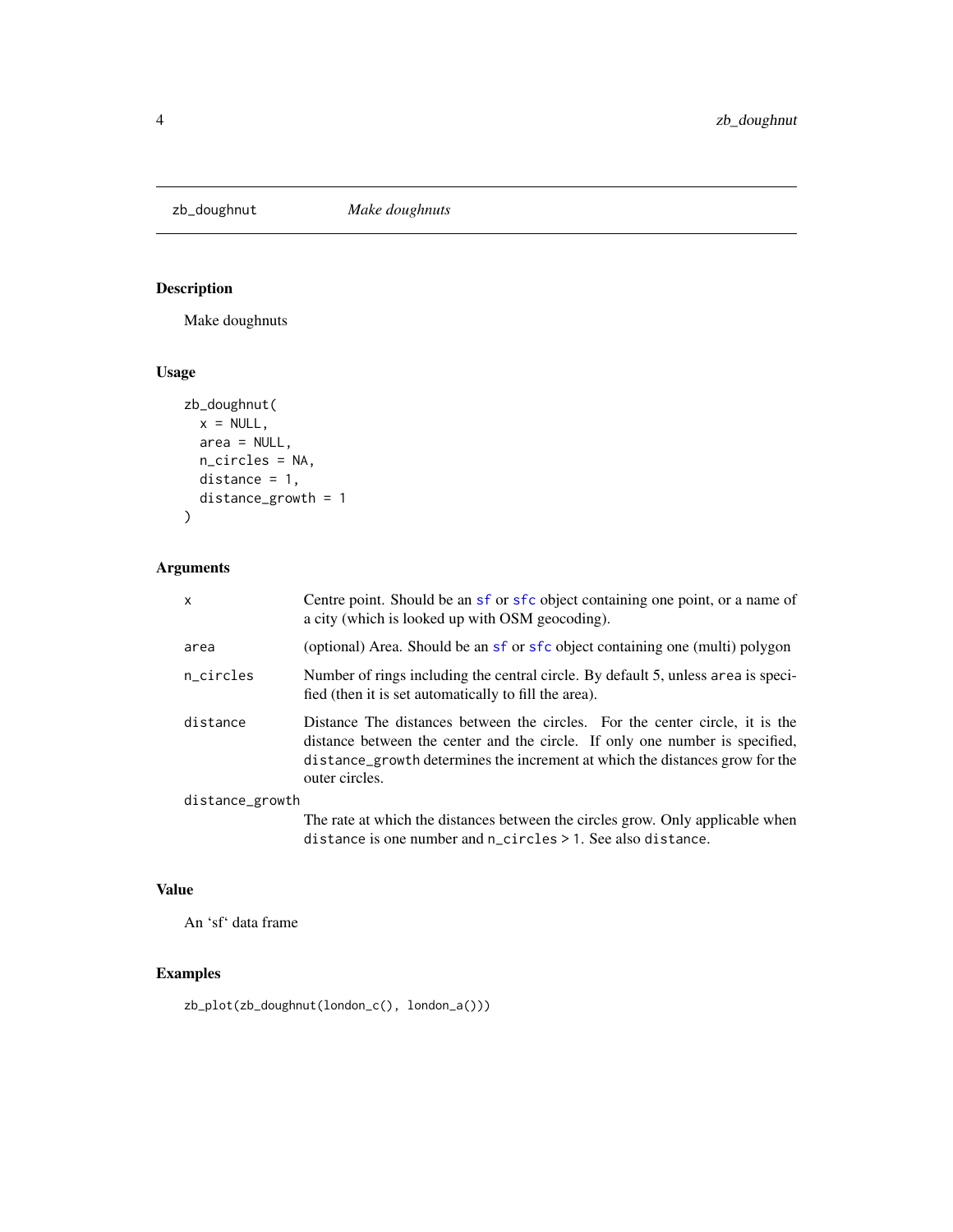## zb_doughnut *Make doughnuts*

### Description

Make doughnuts

### Usage

```
zb_doughnut(
  x = NULL,
  area = NULL,
  n_circles = NA,
  distance = 1,
  distance_growth = 1
)
```

### Arguments

| | |
|---|---|
| `x` | Centre point. Should be an `sf` or `sfc` object containing one point, or a name of a city (which is looked up with OSM geocoding). |
| `area` | (optional) Area. Should be an `sf` or `sfc` object containing one (multi) polygon |
| `n_circles` | Number of rings including the central circle. By default 5, unless `area` is specified (then it is set automatically to fill the area). |
| `distance` | Distance The distances between the circles. For the center circle, it is the distance between the center and the circle. If only one number is specified, `distance_growth` determines the increment at which the distances grow for the outer circles. |
| `distance_growth` | The rate at which the distances between the circles grow. Only applicable when `distance` is one number and `n_circles` > 1. See also `distance`. |

### Value

An 'sf' data frame

### Examples

```
zb_plot(zb_doughnut(london_c(), london_a()))
```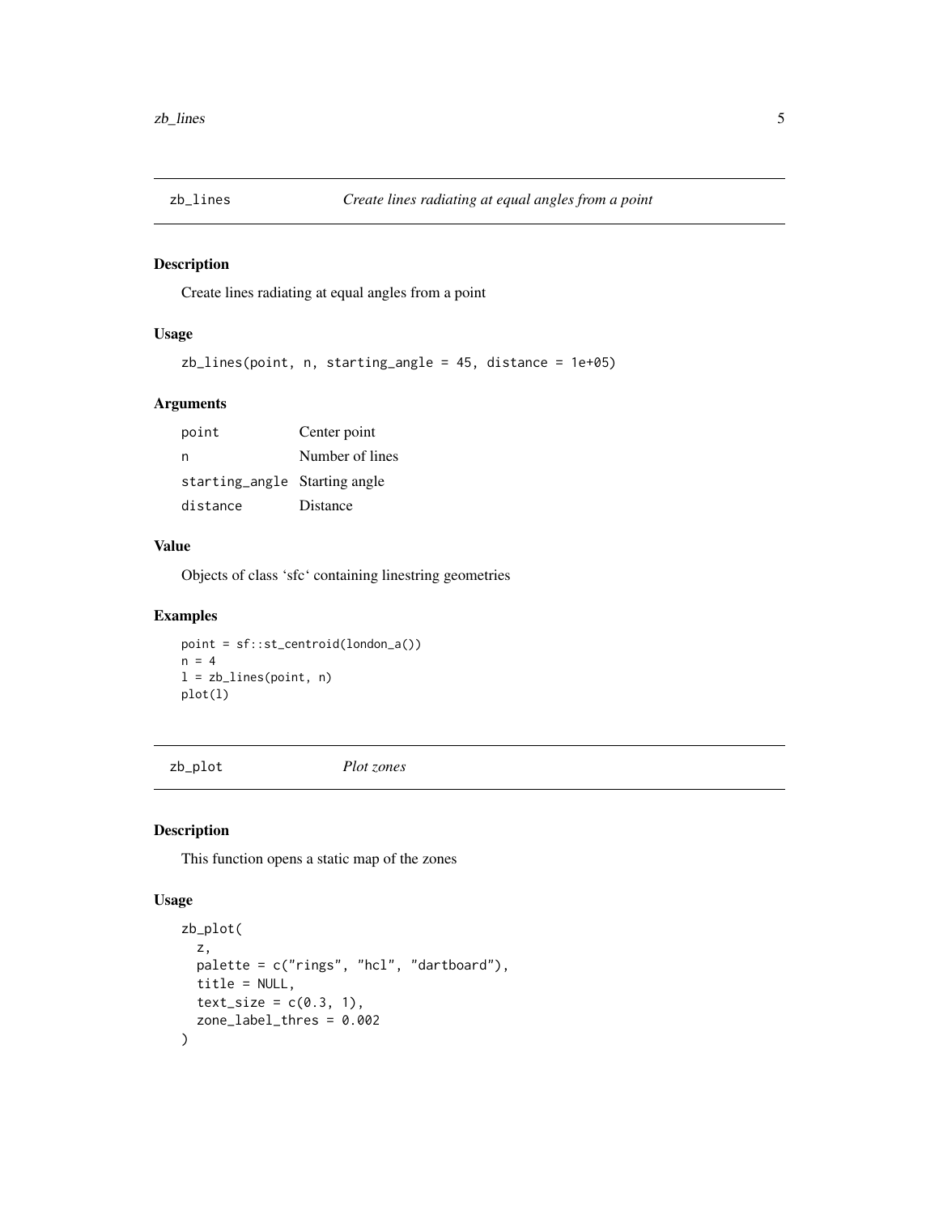## zb_lines — *Create lines radiating at equal angles from a point*

### Description

Create lines radiating at equal angles from a point

### Usage

```
zb_lines(point, n, starting_angle = 45, distance = 1e+05)
```

### Arguments

| | |
|---|---|
| point | Center point |
| n | Number of lines |
| starting_angle | Starting angle |
| distance | Distance |

### Value

Objects of class 'sfc' containing linestring geometries

### Examples

```
point = sf::st_centroid(london_a())
n = 4
l = zb_lines(point, n)
plot(l)
```

## zb_plot — *Plot zones*

### Description

This function opens a static map of the zones

### Usage

```
zb_plot(
  z,
  palette = c("rings", "hcl", "dartboard"),
  title = NULL,
  text_size = c(0.3, 1),
  zone_label_thres = 0.002
)
```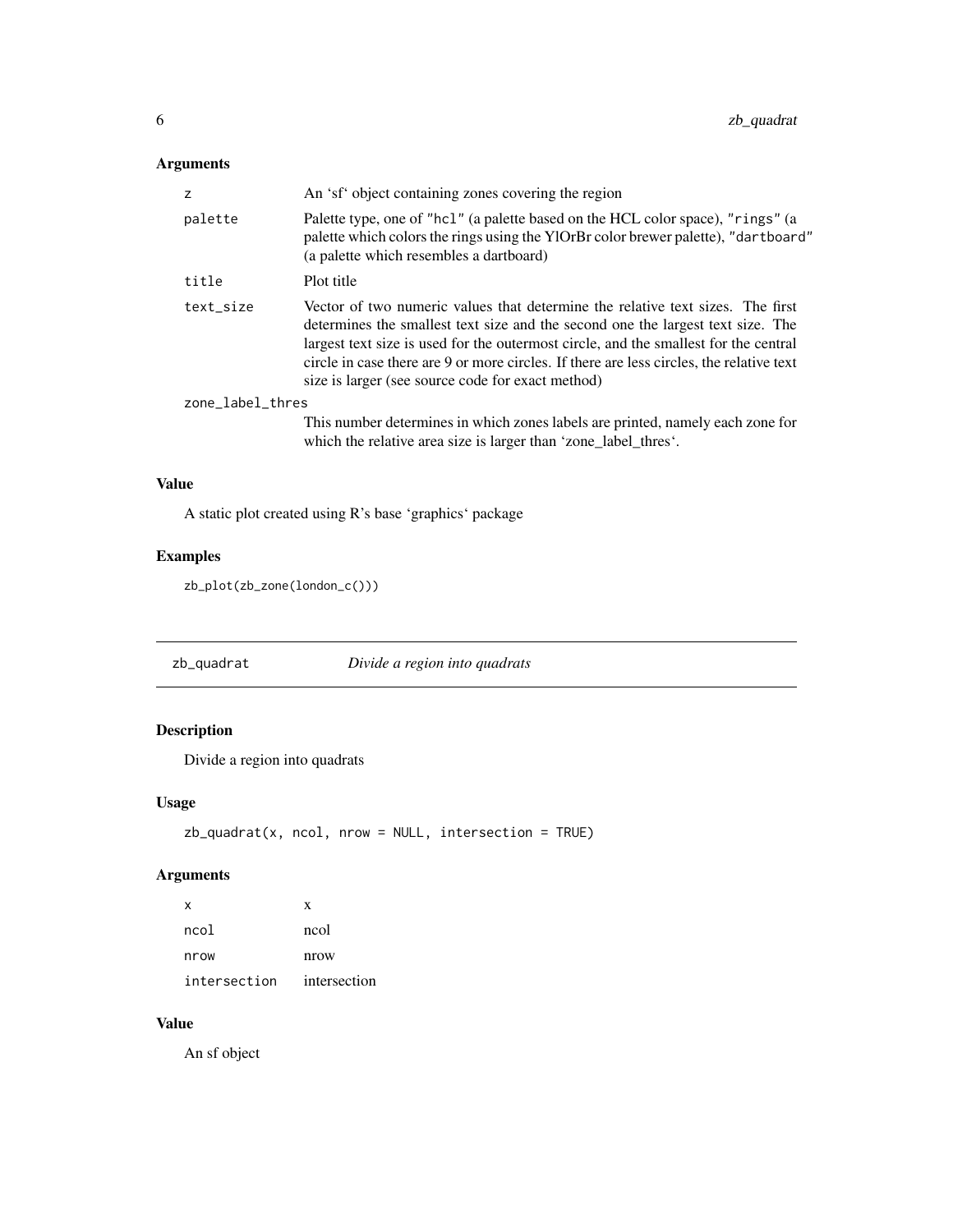### Arguments

| | |
|---|---|
| `z` | An 'sf' object containing zones covering the region |
| `palette` | Palette type, one of `"hcl"` (a palette based on the HCL color space), `"rings"` (a palette which colors the rings using the YlOrBr color brewer palette), `"dartboard"` (a palette which resembles a dartboard) |
| `title` | Plot title |
| `text_size` | Vector of two numeric values that determine the relative text sizes. The first determines the smallest text size and the second one the largest text size. The largest text size is used for the outermost circle, and the smallest for the central circle in case there are 9 or more circles. If there are less circles, the relative text size is larger (see source code for exact method) |
| `zone_label_thres` | This number determines in which zones labels are printed, namely each zone for which the relative area size is larger than 'zone_label_thres'. |

### Value

A static plot created using R's base 'graphics' package

### Examples

```
zb_plot(zb_zone(london_c()))
```

---

## zb_quadrat — *Divide a region into quadrats*

### Description

Divide a region into quadrats

### Usage

```
zb_quadrat(x, ncol, nrow = NULL, intersection = TRUE)
```

### Arguments

| | |
|---|---|
| `x` | x |
| `ncol` | ncol |
| `nrow` | nrow |
| `intersection` | intersection |

### Value

An sf object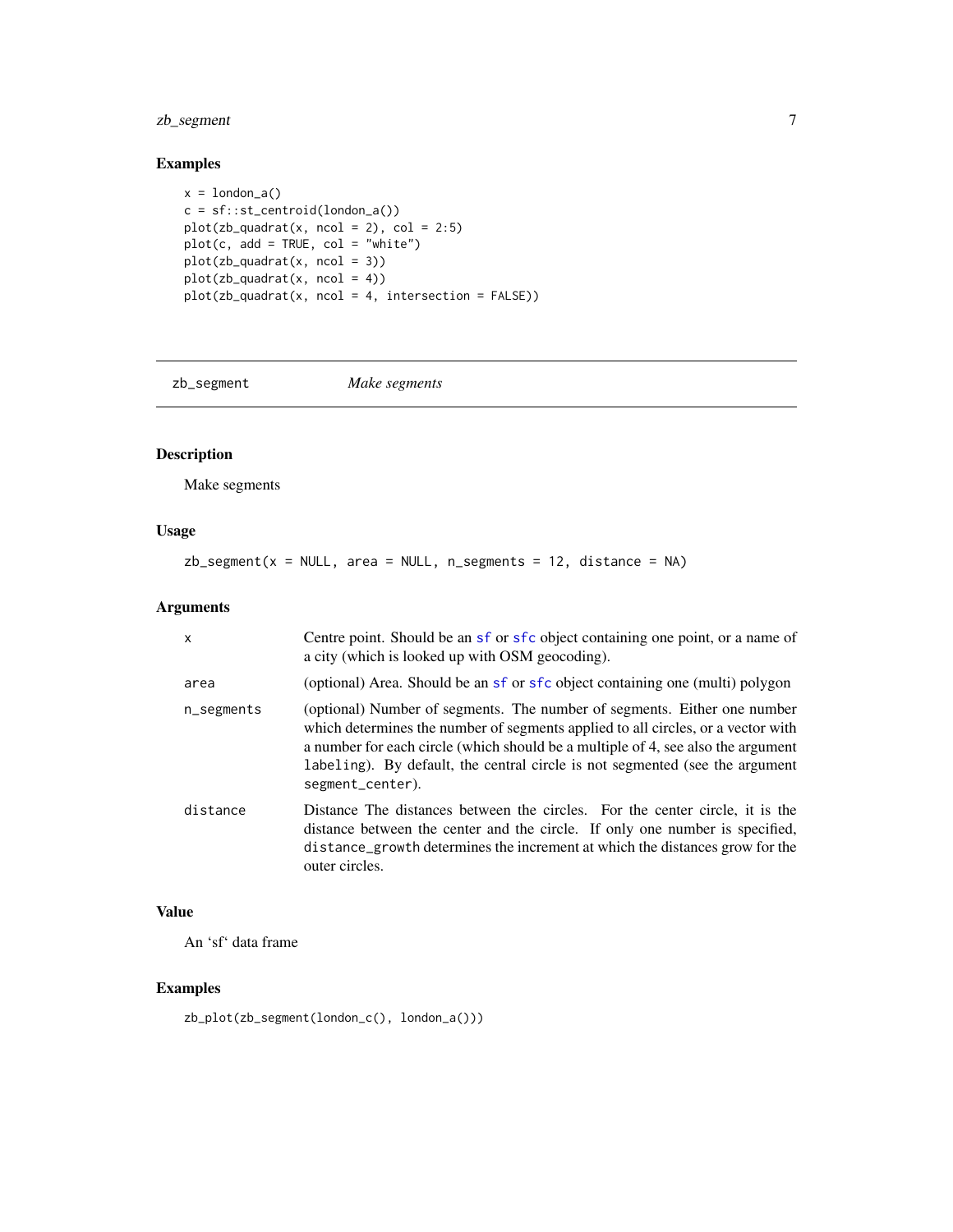## Examples

```
x = london_a()
c = sf::st_centroid(london_a())
plot(zb_quadrat(x, ncol = 2), col = 2:5)
plot(c, add = TRUE, col = "white")
plot(zb_quadrat(x, ncol = 3))
plot(zb_quadrat(x, ncol = 4))
plot(zb_quadrat(x, ncol = 4, intersection = FALSE))
```

---

# zb_segment *Make segments*

---

## Description

Make segments

## Usage

```
zb_segment(x = NULL, area = NULL, n_segments = 12, distance = NA)
```

## Arguments

| | |
|---|---|
| x | Centre point. Should be an sf or sfc object containing one point, or a name of a city (which is looked up with OSM geocoding). |
| area | (optional) Area. Should be an sf or sfc object containing one (multi) polygon |
| n_segments | (optional) Number of segments. The number of segments. Either one number which determines the number of segments applied to all circles, or a vector with a number for each circle (which should be a multiple of 4, see also the argument `labeling`). By default, the central circle is not segmented (see the argument `segment_center`). |
| distance | Distance The distances between the circles. For the center circle, it is the distance between the center and the circle. If only one number is specified, `distance_growth` determines the increment at which the distances grow for the outer circles. |

## Value

An 'sf' data frame

## Examples

```
zb_plot(zb_segment(london_c(), london_a()))
```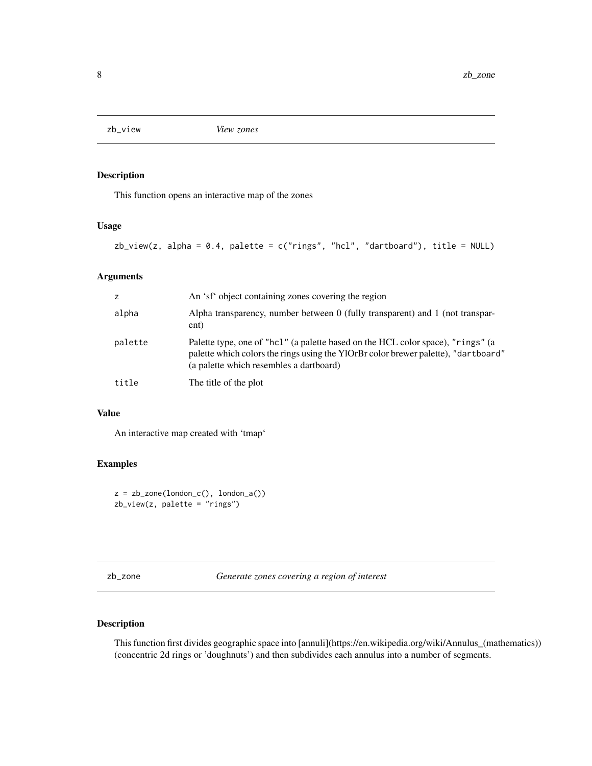## zb_view — *View zones*

### Description

This function opens an interactive map of the zones

### Usage

```
zb_view(z, alpha = 0.4, palette = c("rings", "hcl", "dartboard"), title = NULL)
```

### Arguments

| | |
|---|---|
| z | An 'sf' object containing zones covering the region |
| alpha | Alpha transparency, number between 0 (fully transparent) and 1 (not transparent) |
| palette | Palette type, one of "hcl" (a palette based on the HCL color space), "rings" (a palette which colors the rings using the YlOrBr color brewer palette), "dartboard" (a palette which resembles a dartboard) |
| title | The title of the plot |

### Value

An interactive map created with 'tmap'

### Examples

```
z = zb_zone(london_c(), london_a())
zb_view(z, palette = "rings")
```

## zb_zone — *Generate zones covering a region of interest*

### Description

This function first divides geographic space into [annuli](https://en.wikipedia.org/wiki/Annulus_(mathematics)) (concentric 2d rings or 'doughnuts') and then subdivides each annulus into a number of segments.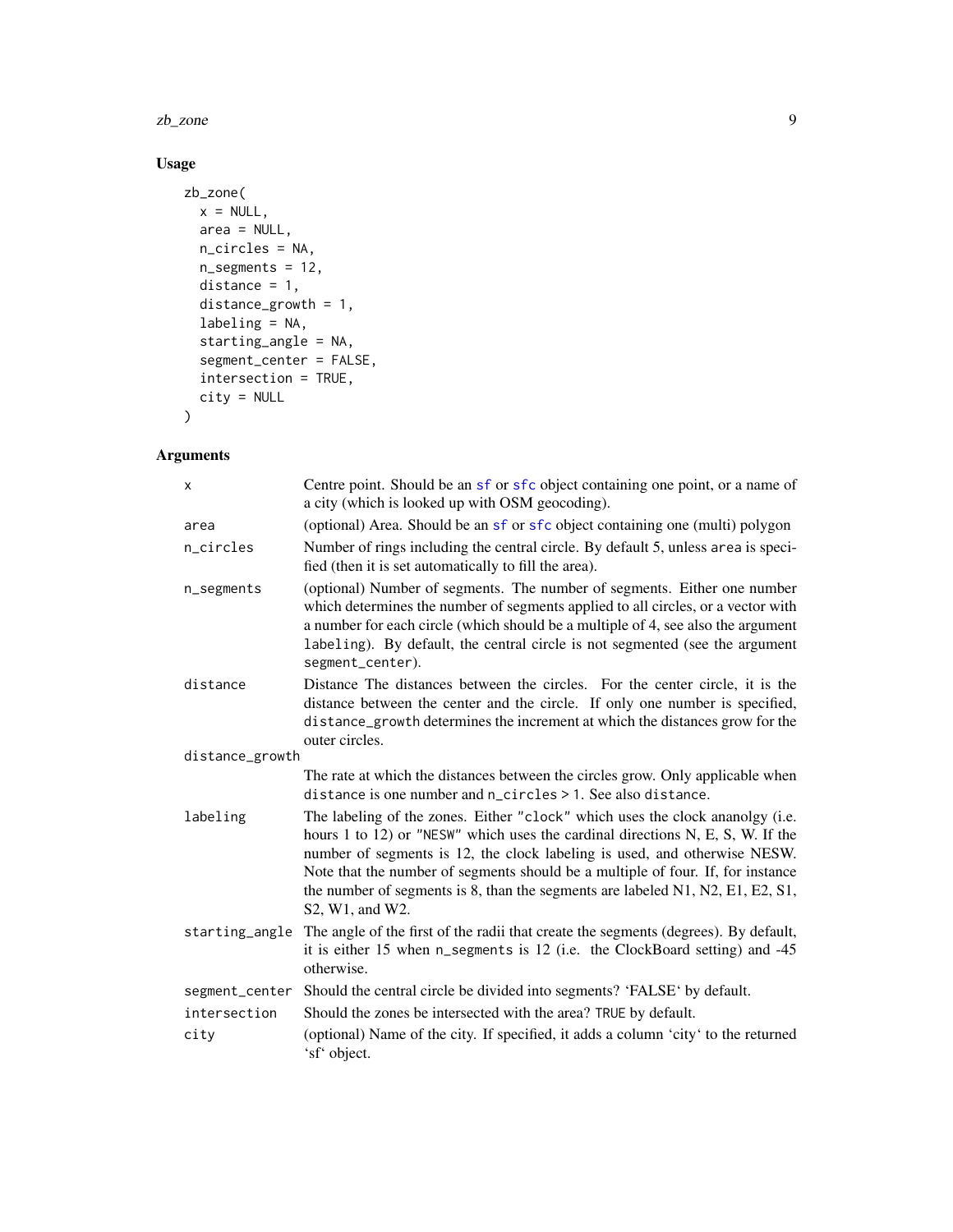## Usage

```
zb_zone(
  x = NULL,
  area = NULL,
  n_circles = NA,
  n_segments = 12,
  distance = 1,
  distance_growth = 1,
  labeling = NA,
  starting_angle = NA,
  segment_center = FALSE,
  intersection = TRUE,
  city = NULL
)
```

## Arguments

| | |
|---|---|
| `x` | Centre point. Should be an `sf` or `sfc` object containing one point, or a name of a city (which is looked up with OSM geocoding). |
| `area` | (optional) Area. Should be an `sf` or `sfc` object containing one (multi) polygon |
| `n_circles` | Number of rings including the central circle. By default 5, unless `area` is specified (then it is set automatically to fill the area). |
| `n_segments` | (optional) Number of segments. The number of segments. Either one number which determines the number of segments applied to all circles, or a vector with a number for each circle (which should be a multiple of 4, see also the argument `labeling`). By default, the central circle is not segmented (see the argument `segment_center`). |
| `distance` | Distance The distances between the circles. For the center circle, it is the distance between the center and the circle. If only one number is specified, `distance_growth` determines the increment at which the distances grow for the outer circles. |
| `distance_growth` | The rate at which the distances between the circles grow. Only applicable when `distance` is one number and `n_circles` > 1. See also `distance`. |
| `labeling` | The labeling of the zones. Either `"clock"` which uses the clock ananolgy (i.e. hours 1 to 12) or `"NESW"` which uses the cardinal directions N, E, S, W. If the number of segments is 12, the clock labeling is used, and otherwise NESW. Note that the number of segments should be a multiple of four. If, for instance the number of segments is 8, than the segments are labeled N1, N2, E1, E2, S1, S2, W1, and W2. |
| `starting_angle` | The angle of the first of the radii that create the segments (degrees). By default, it is either 15 when `n_segments` is 12 (i.e. the ClockBoard setting) and -45 otherwise. |
| `segment_center` | Should the central circle be divided into segments? 'FALSE' by default. |
| `intersection` | Should the zones be intersected with the area? `TRUE` by default. |
| `city` | (optional) Name of the city. If specified, it adds a column 'city' to the returned 'sf' object. |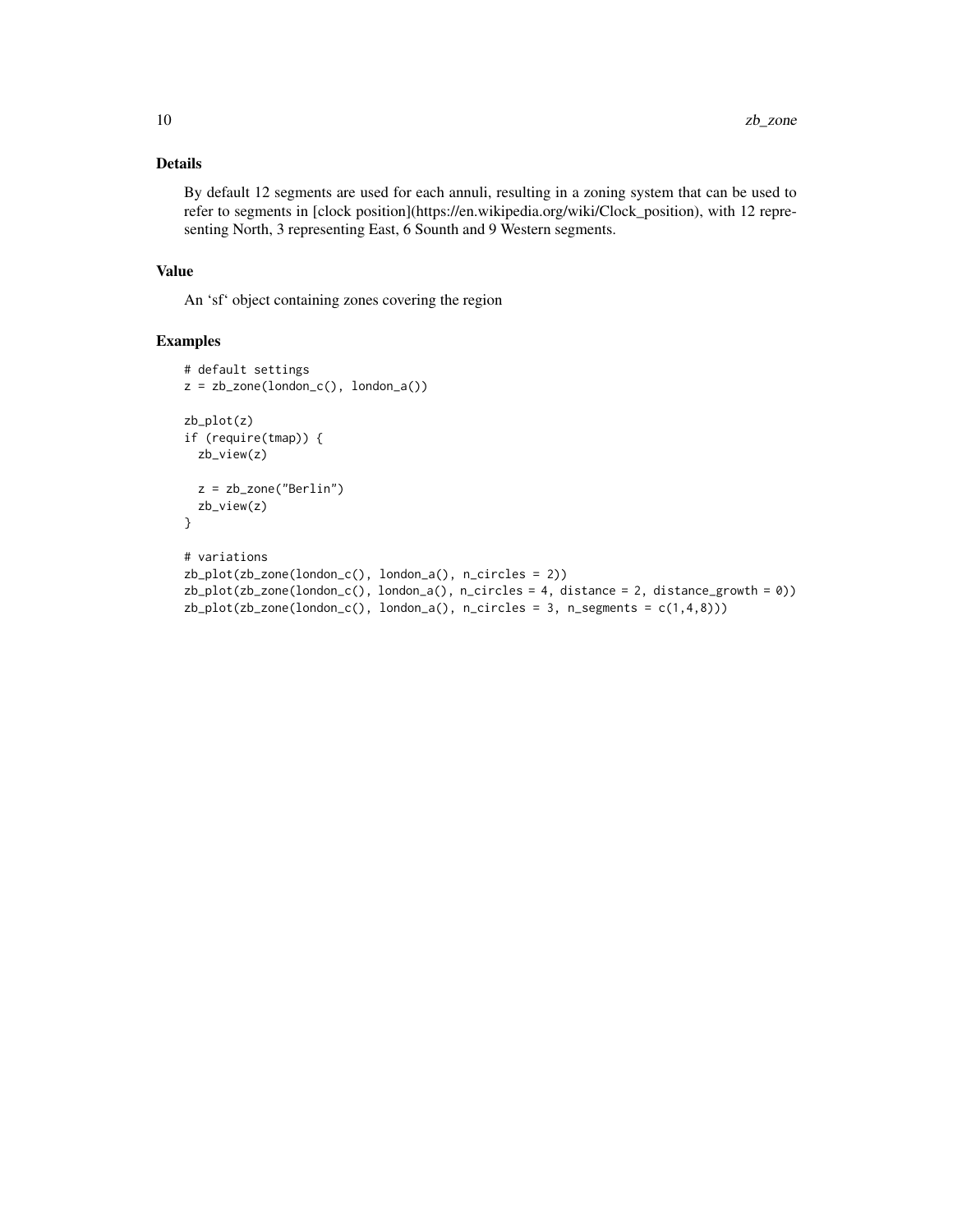### Details

By default 12 segments are used for each annuli, resulting in a zoning system that can be used to refer to segments in [clock position](https://en.wikipedia.org/wiki/Clock_position), with 12 representing North, 3 representing East, 6 Sounth and 9 Western segments.

### Value

An 'sf' object containing zones covering the region

### Examples

```
# default settings
z = zb_zone(london_c(), london_a())

zb_plot(z)
if (require(tmap)) {
  zb_view(z)

  z = zb_zone("Berlin")
  zb_view(z)
}

# variations
zb_plot(zb_zone(london_c(), london_a(), n_circles = 2))
zb_plot(zb_zone(london_c(), london_a(), n_circles = 4, distance = 2, distance_growth = 0))
zb_plot(zb_zone(london_c(), london_a(), n_circles = 3, n_segments = c(1,4,8)))
```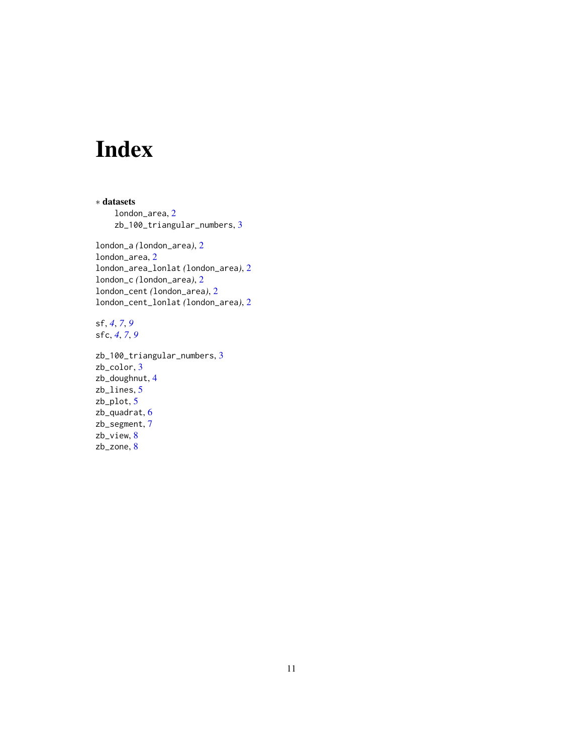# Index

∗ **datasets**

london_area, 2
zb_100_triangular_numbers, 3

london_a *(*london_area*)*, 2
london_area, 2
london_area_lonlat *(*london_area*)*, 2
london_c *(*london_area*)*, 2
london_cent *(*london_area*)*, 2
london_cent_lonlat *(*london_area*)*, 2

sf, *4*, *7*, *9*
sfc, *4*, *7*, *9*

zb_100_triangular_numbers, 3
zb_color, 3
zb_doughnut, 4
zb_lines, 5
zb_plot, 5
zb_quadrat, 6
zb_segment, 7
zb_view, 8
zb_zone, 8